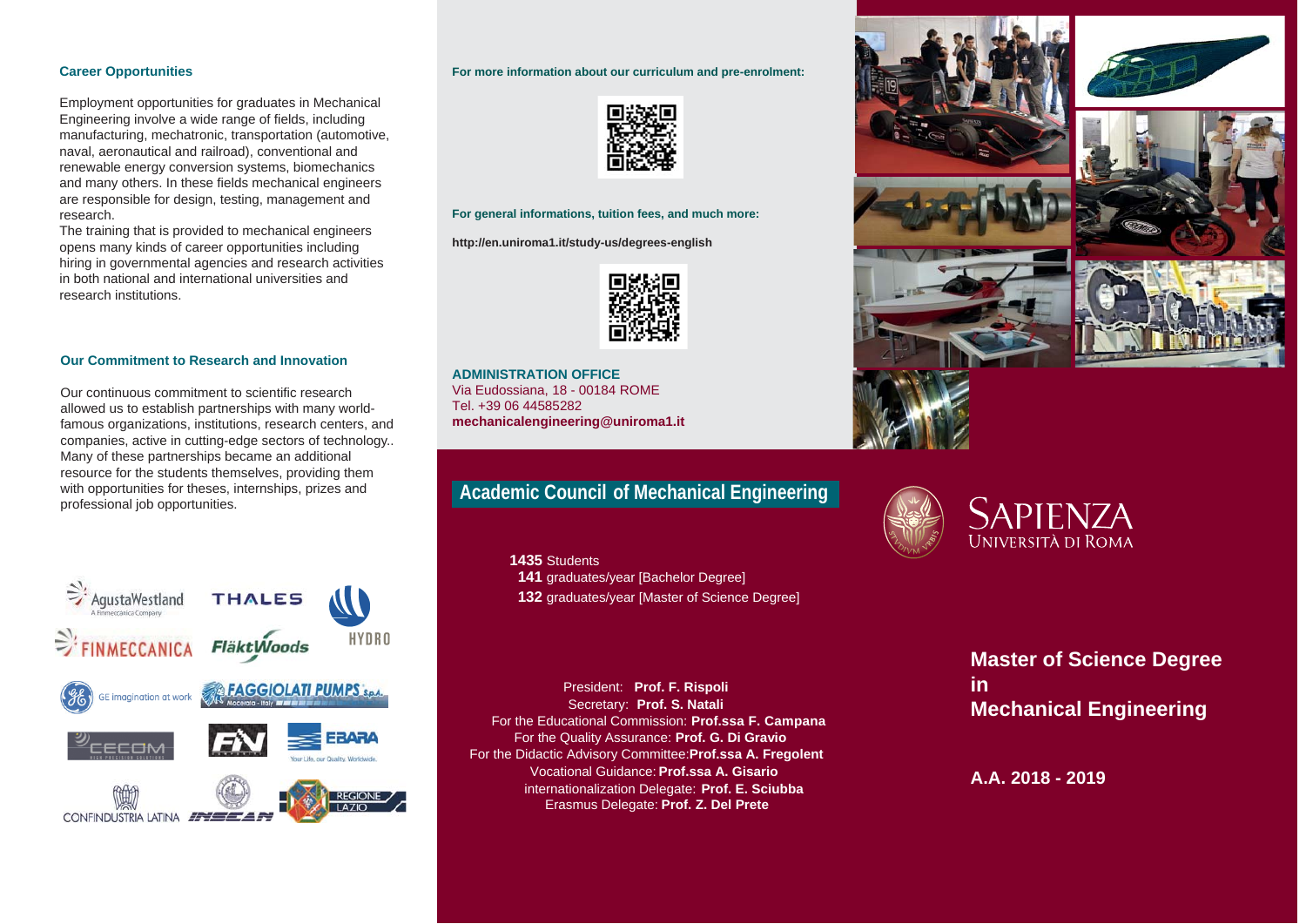## Career Opportunities

Employment opportunities for graduates in Mechanical Engineering involve a wide range of fields, including manufacturing, mechatronic, transportation (automotive, naval, aeronautical and railroad), conventional and renewable energy conversion systems, biomechanics and many others. In these fields mechanical engineers are responsible for design, testing, management and research.

The training that is provided to mechanical engineers opens many kinds of career opportunities including hiring in governmental agencies and research activities in both national and international universities and research institutions.

## Our Commitment to Research and Innovation

Our continuous commitment to scientific research allowed us to establish partnerships with many world-famous organizations, institutions, research centers, and companies, active in cutting-edge sectors of technology.. Many of these partnerships became an additional resource for the students themselves, providing them with opportunities for theses, internships, prizes and professional job opportunities.

AgustaWestland — THALES — HYDRO — FINMECCANICA — FläktWoods — GE imagination at work — FAGGIOLATI PUMPS S.p.A. — CECOM — FN — EBARA — CONFINDUSTRIA LATINA — INSEAN — REGIONE LAZIO

**For more information about our curriculum and pre-enrolment:**

**For general informations, tuition fees, and much more:**

**http://en.uniroma1.it/study-us/degrees-english**

**ADMINISTRATION OFFICE**
Via Eudossiana, 18 - 00184 ROME
Tel. +39 06 44585282
**mechanicalengineering@uniroma1.it**

## Academic Council of Mechanical Engineering

**1435** Students
**141** graduates/year [Bachelor Degree]
**132** graduates/year [Master of Science Degree]

President: **Prof. F. Rispoli**
Secretary: **Prof. S. Natali**
For the Educational Commission: **Prof.ssa F. Campana**
For the Quality Assurance: **Prof. G. Di Gravio**
For the Didactic Advisory Committee: **Prof.ssa A. Fregolent**
Vocational Guidance: **Prof.ssa A. Gisario**
internationalization Delegate: **Prof. E. Sciubba**
Erasmus Delegate: **Prof. Z. Del Prete**

SAPIENZA
UNIVERSITÀ DI ROMA

# Master of Science Degree in Mechanical Engineering

**A.A. 2018 - 2019**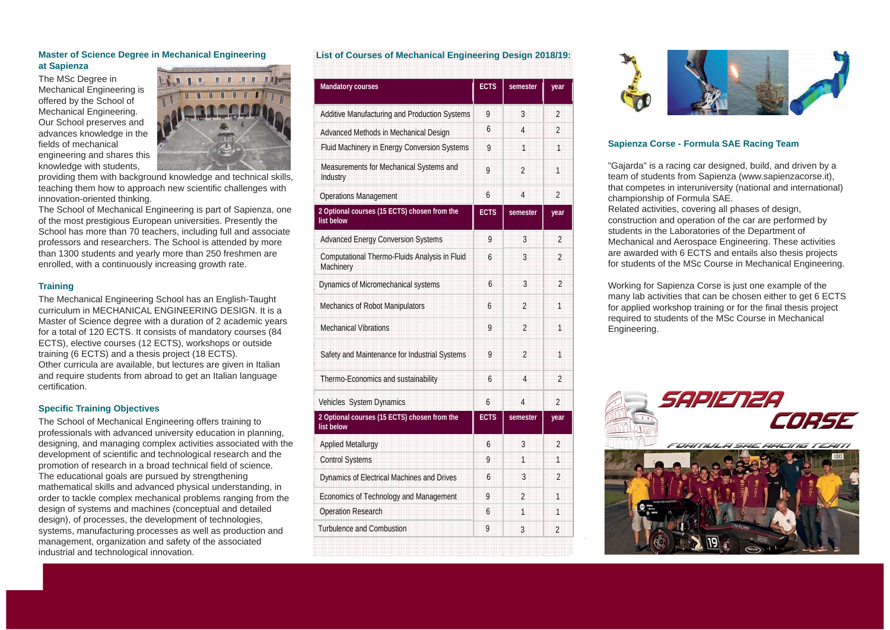### Master of Science Degree in Mechanical Engineering at Sapienza

The MSc Degree in Mechanical Engineering is offered by the School of Mechanical Engineering. Our School preserves and advances knowledge in the fields of mechanical engineering and shares this knowledge with students, providing them with background knowledge and technical skills, teaching them how to approach new scientific challenges with innovation-oriented thinking.

The School of Mechanical Engineering is part of Sapienza, one of the most prestigious European universities. Presently the School has more than 70 teachers, including full and associate professors and researchers. The School is attended by more than 1300 students and yearly more than 250 freshmen are enrolled, with a continuously increasing growth rate.

### Training

The Mechanical Engineering School has an English-Taught curriculum in MECHANICAL ENGINEERING DESIGN. It is a Master of Science degree with a duration of 2 academic years for a total of 120 ECTS. It consists of mandatory courses (84 ECTS), elective courses (12 ECTS), workshops or outside training (6 ECTS) and a thesis project (18 ECTS).

Other curricula are available, but lectures are given in Italian and require students from abroad to get an Italian language certification.

### Specific Training Objectives

The School of Mechanical Engineering offers training to professionals with advanced university education in planning, designing, and managing complex activities associated with the development of scientific and technological research and the promotion of research in a broad technical field of science. The educational goals are pursued by strengthening mathematical skills and advanced physical understanding, in order to tackle complex mechanical problems ranging from the design of systems and machines (conceptual and detailed design), of processes, the development of technologies, systems, manufacturing processes as well as production and management, organization and safety of the associated industrial and technological innovation.

### List of Courses of Mechanical Engineering Design 2018/19:

| Mandatory courses | ECTS | semester | year |
|---|---|---|---|
| Additive Manufacturing and Production Systems | 9 | 3 | 2 |
| Advanced Methods in Mechanical Design | 6 | 4 | 2 |
| Fluid Machinery in Energy Conversion Systems | 9 | 1 | 1 |
| Measurements for Mechanical Systems and Industry | 9 | 2 | 1 |
| Operations Management | 6 | 4 | 2 |
| **2 Optional courses (15 ECTS) chosen from the list below** | **ECTS** | **semester** | **year** |
| Advanced Energy Conversion Systems | 9 | 3 | 2 |
| Computational Thermo-Fluids Analysis in Fluid Machinery | 6 | 3 | 2 |
| Dynamics of Micromechanical systems | 6 | 3 | 2 |
| Mechanics of Robot Manipulators | 6 | 2 | 1 |
| Mechanical Vibrations | 9 | 2 | 1 |
| Safety and Maintenance for Industrial Systems | 9 | 2 | 1 |
| Thermo-Economics and sustainability | 6 | 4 | 2 |
| Vehicles System Dynamics | 6 | 4 | 2 |
| **2 Optional courses (15 ECTS) chosen from the list below** | **ECTS** | **semester** | **year** |
| Applied Metallurgy | 6 | 3 | 2 |
| Control Systems | 9 | 1 | 1 |
| Dynamics of Electrical Machines and Drives | 6 | 3 | 2 |
| Economics of Technology and Management | 9 | 2 | 1 |
| Operation Research | 6 | 1 | 1 |
| Turbulence and Combustion | 9 | 3 | 2 |

### Sapienza Corse - Formula SAE Racing Team

"Gajarda" is a racing car designed, build, and driven by a team of students from Sapienza (www.sapienzacorse.it), that competes in interuniversity (national and international) championship of Formula SAE.

Related activities, covering all phases of design, construction and operation of the car are performed by students in the Laboratories of the Department of Mechanical and Aerospace Engineering. These activities are awarded with 6 ECTS and entails also thesis projects for students of the MSc Course in Mechanical Engineering.

Working for Sapienza Corse is just one example of the many lab activities that can be chosen either to get 6 ECTS for applied workshop training or for the final thesis project required to students of the MSc Course in Mechanical Engineering.